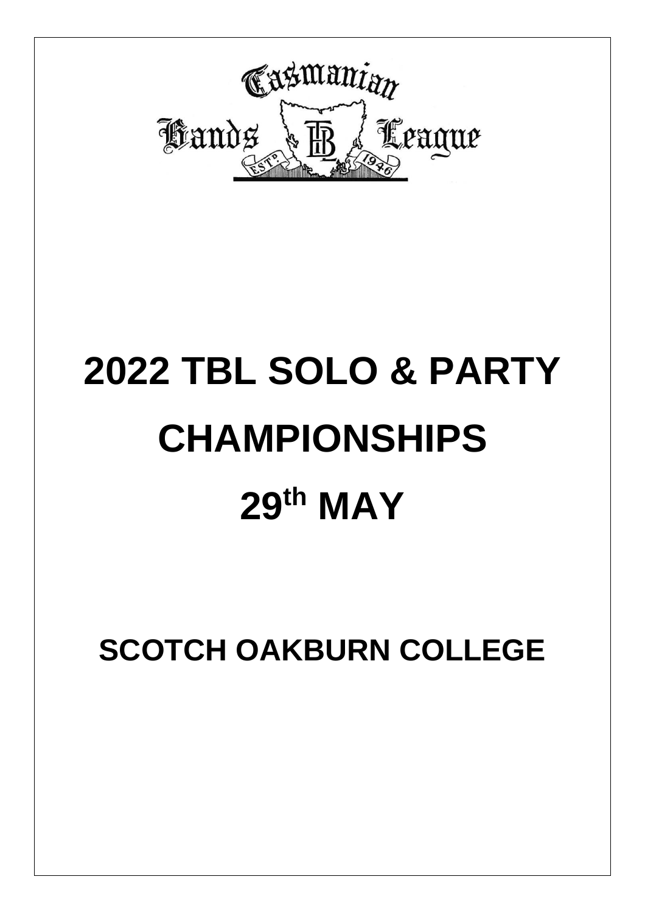Tasmanian Bands League

EST<sup>D</sup> 1946

# 2022 TBL SOLO & PARTY CHAMPIONSHIPS

# 29th MAY

## SCOTCH OAKBURN COLLEGE

Tasmanian Bands League

ESTD 1946

# 2022 TBL SOLO & PARTY CHAMPIONSHIPS

# $29^{th}$ MAY

## SCOTCH OAKBURN COLLEGE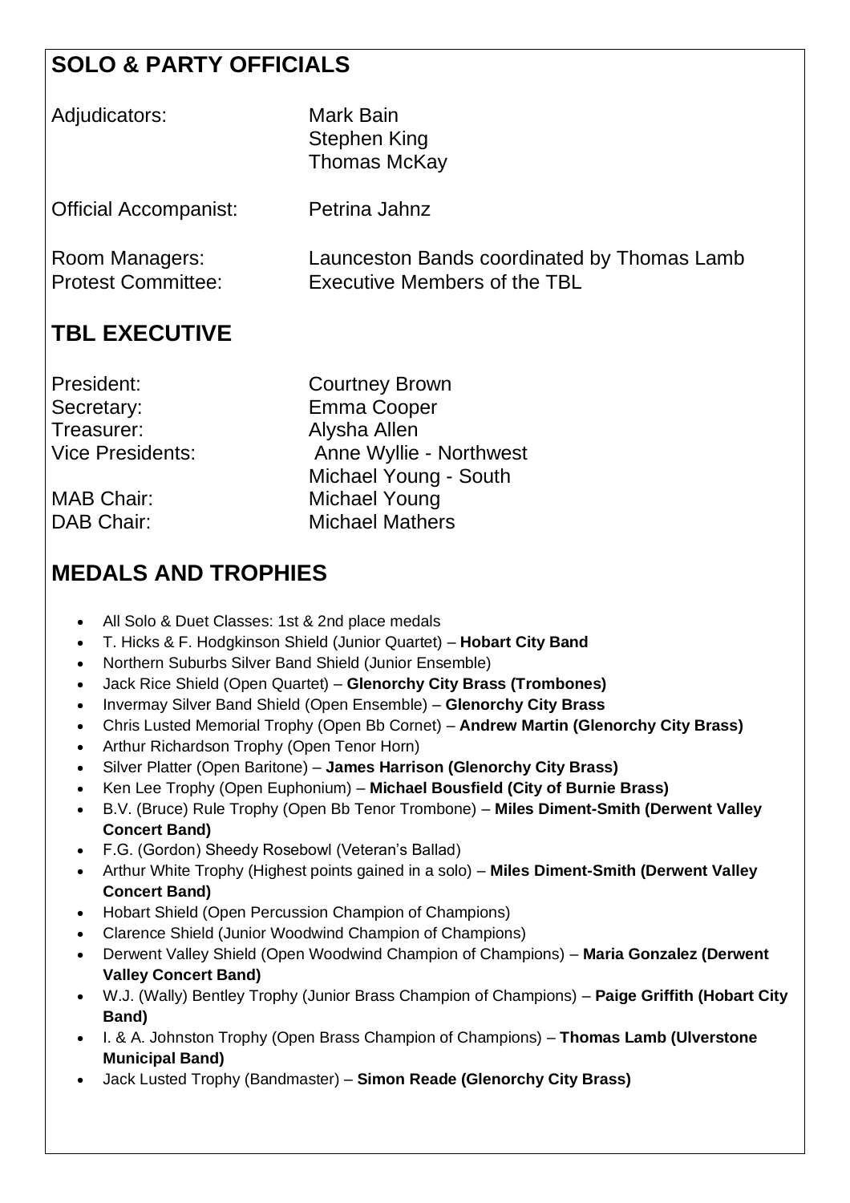## SOLO & PARTY OFFICIALS

| | |
|---|---|
| Adjudicators: | Mark Bain<br>Stephen King<br>Thomas McKay |
| Official Accompanist: | Petrina Jahnz |
| Room Managers: | Launceston Bands coordinated by Thomas Lamb |
| Protest Committee: | Executive Members of the TBL |

## TBL EXECUTIVE

| | |
|---|---|
| President: | Courtney Brown |
| Secretary: | Emma Cooper |
| Treasurer: | Alysha Allen |
| Vice Presidents: | Anne Wyllie - Northwest<br>Michael Young - South |
| MAB Chair: | Michael Young |
| DAB Chair: | Michael Mathers |

## MEDALS AND TROPHIES

- All Solo & Duet Classes: 1st & 2nd place medals
- T. Hicks & F. Hodgkinson Shield (Junior Quartet) – **Hobart City Band**
- Northern Suburbs Silver Band Shield (Junior Ensemble)
- Jack Rice Shield (Open Quartet) – **Glenorchy City Brass (Trombones)**
- Invermay Silver Band Shield (Open Ensemble) – **Glenorchy City Brass**
- Chris Lusted Memorial Trophy (Open Bb Cornet) – **Andrew Martin (Glenorchy City Brass)**
- Arthur Richardson Trophy (Open Tenor Horn)
- Silver Platter (Open Baritone) – **James Harrison (Glenorchy City Brass)**
- Ken Lee Trophy (Open Euphonium) – **Michael Bousfield (City of Burnie Brass)**
- B.V. (Bruce) Rule Trophy (Open Bb Tenor Trombone) – **Miles Diment-Smith (Derwent Valley Concert Band)**
- F.G. (Gordon) Sheedy Rosebowl (Veteran's Ballad)
- Arthur White Trophy (Highest points gained in a solo) – **Miles Diment-Smith (Derwent Valley Concert Band)**
- Hobart Shield (Open Percussion Champion of Champions)
- Clarence Shield (Junior Woodwind Champion of Champions)
- Derwent Valley Shield (Open Woodwind Champion of Champions) – **Maria Gonzalez (Derwent Valley Concert Band)**
- W.J. (Wally) Bentley Trophy (Junior Brass Champion of Champions) – **Paige Griffith (Hobart City Band)**
- I. & A. Johnston Trophy (Open Brass Champion of Champions) – **Thomas Lamb (Ulverstone Municipal Band)**
- Jack Lusted Trophy (Bandmaster) – **Simon Reade (Glenorchy City Brass)**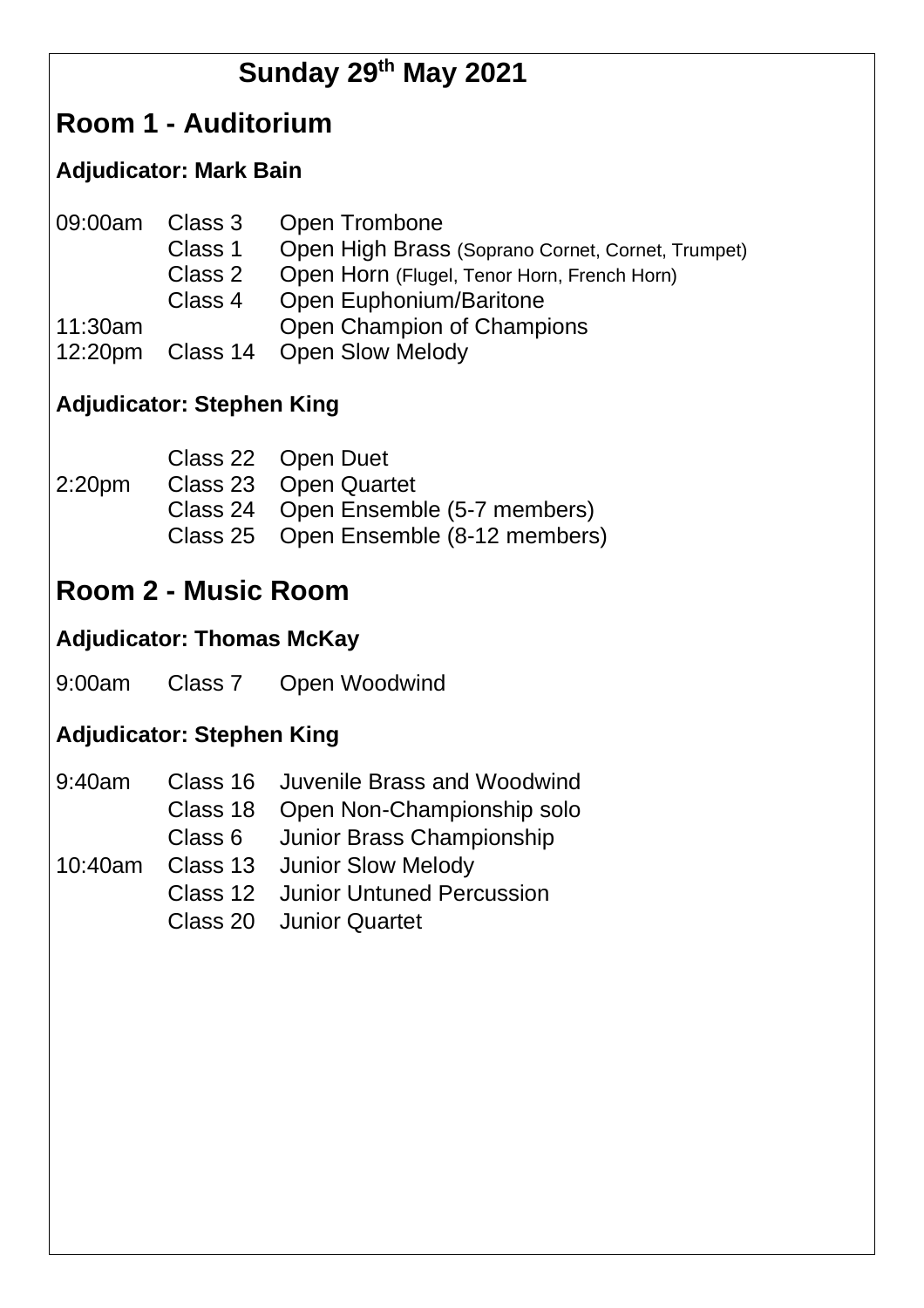# Sunday 29th May 2021

## Room 1 - Auditorium

### Adjudicator: Mark Bain

| | | |
|---|---|---|
| 09:00am | Class 3 | Open Trombone |
| | Class 1 | Open High Brass (Soprano Cornet, Cornet, Trumpet) |
| | Class 2 | Open Horn (Flugel, Tenor Horn, French Horn) |
| | Class 4 | Open Euphonium/Baritone |
| 11:30am | | Open Champion of Champions |
| 12:20pm | Class 14 | Open Slow Melody |

### Adjudicator: Stephen King

| | | |
|---|---|---|
| | Class 22 | Open Duet |
| 2:20pm | Class 23 | Open Quartet |
| | Class 24 | Open Ensemble (5-7 members) |
| | Class 25 | Open Ensemble (8-12 members) |

## Room 2 - Music Room

### Adjudicator: Thomas McKay

| | | |
|---|---|---|
| 9:00am | Class 7 | Open Woodwind |

### Adjudicator: Stephen King

| | | |
|---|---|---|
| 9:40am | Class 16 | Juvenile Brass and Woodwind |
| | Class 18 | Open Non-Championship solo |
| | Class 6 | Junior Brass Championship |
| 10:40am | Class 13 | Junior Slow Melody |
| | Class 12 | Junior Untuned Percussion |
| | Class 20 | Junior Quartet |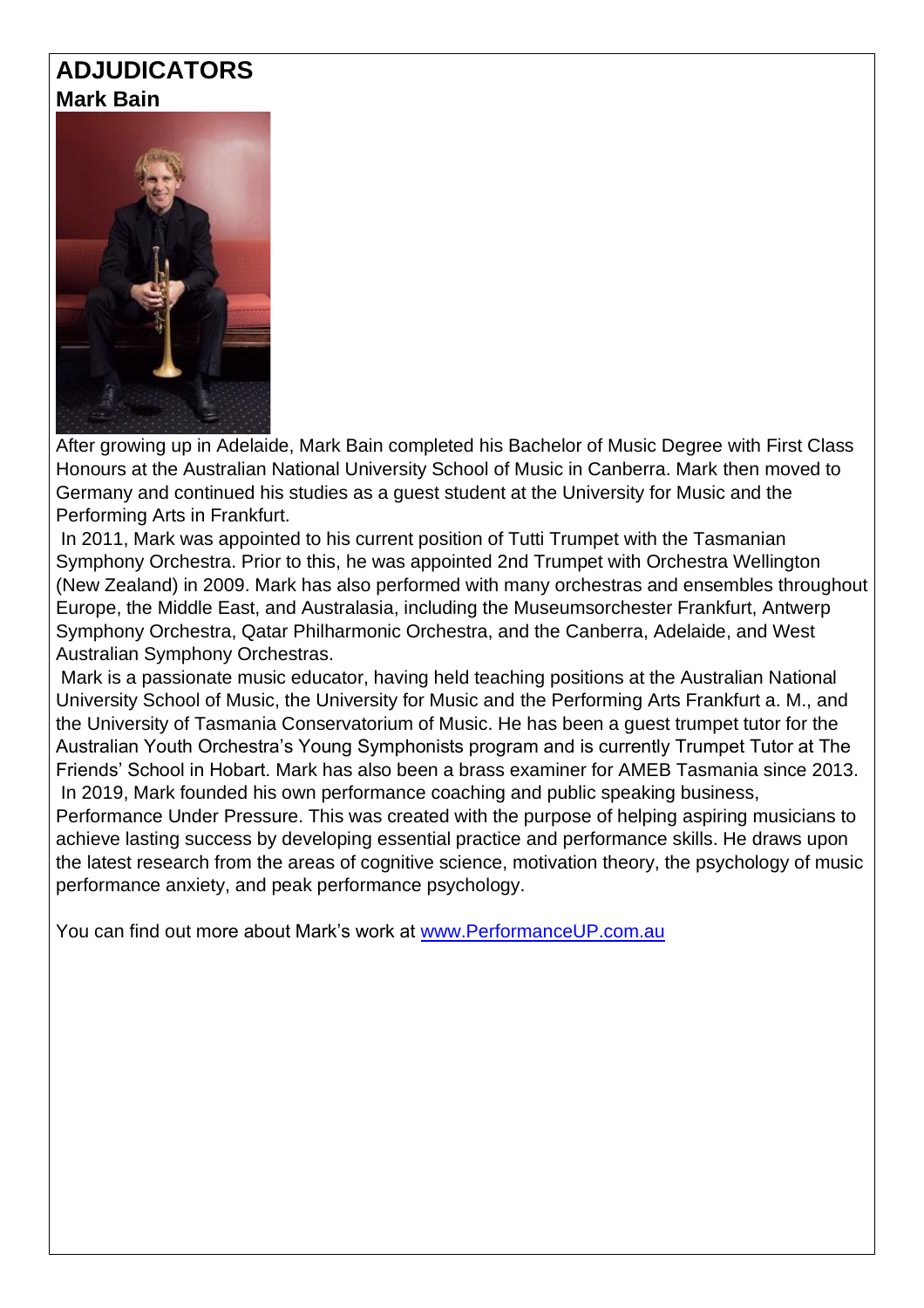# ADJUDICATORS

## Mark Bain

After growing up in Adelaide, Mark Bain completed his Bachelor of Music Degree with First Class Honours at the Australian National University School of Music in Canberra. Mark then moved to Germany and continued his studies as a guest student at the University for Music and the Performing Arts in Frankfurt.

In 2011, Mark was appointed to his current position of Tutti Trumpet with the Tasmanian Symphony Orchestra. Prior to this, he was appointed 2nd Trumpet with Orchestra Wellington (New Zealand) in 2009. Mark has also performed with many orchestras and ensembles throughout Europe, the Middle East, and Australasia, including the Museumsorchester Frankfurt, Antwerp Symphony Orchestra, Qatar Philharmonic Orchestra, and the Canberra, Adelaide, and West Australian Symphony Orchestras.

Mark is a passionate music educator, having held teaching positions at the Australian National University School of Music, the University for Music and the Performing Arts Frankfurt a. M., and the University of Tasmania Conservatorium of Music. He has been a guest trumpet tutor for the Australian Youth Orchestra's Young Symphonists program and is currently Trumpet Tutor at The Friends' School in Hobart. Mark has also been a brass examiner for AMEB Tasmania since 2013.

In 2019, Mark founded his own performance coaching and public speaking business, Performance Under Pressure. This was created with the purpose of helping aspiring musicians to achieve lasting success by developing essential practice and performance skills. He draws upon the latest research from the areas of cognitive science, motivation theory, the psychology of music performance anxiety, and peak performance psychology.

You can find out more about Mark's work at [www.PerformanceUP.com.au](http://www.PerformanceUP.com.au)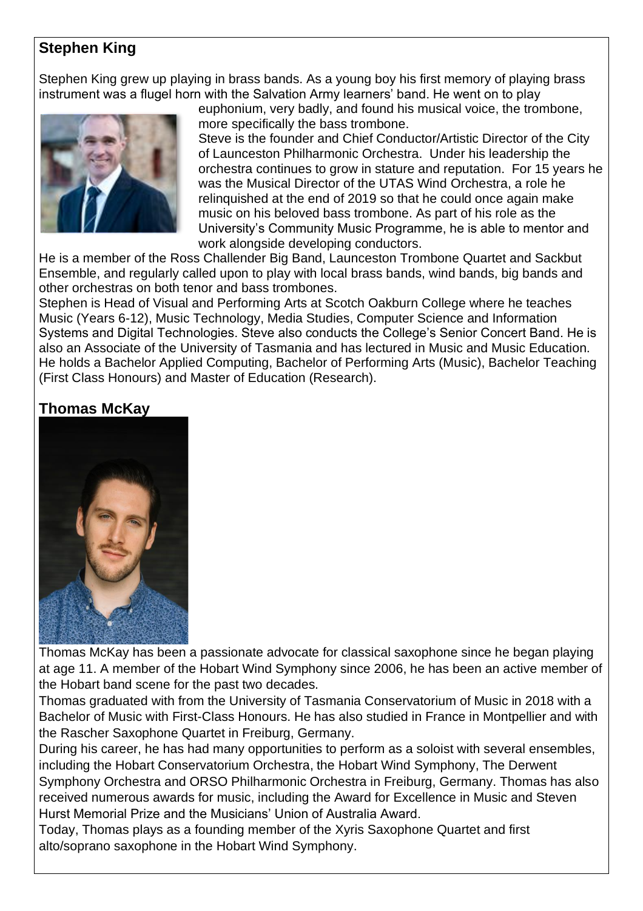## Stephen King

Stephen King grew up playing in brass bands. As a young boy his first memory of playing brass instrument was a flugel horn with the Salvation Army learners' band. He went on to play euphonium, very badly, and found his musical voice, the trombone, more specifically the bass trombone.

Steve is the founder and Chief Conductor/Artistic Director of the City of Launceston Philharmonic Orchestra. Under his leadership the orchestra continues to grow in stature and reputation. For 15 years he was the Musical Director of the UTAS Wind Orchestra, a role he relinquished at the end of 2019 so that he could once again make music on his beloved bass trombone. As part of his role as the University's Community Music Programme, he is able to mentor and work alongside developing conductors.

He is a member of the Ross Challender Big Band, Launceston Trombone Quartet and Sackbut Ensemble, and regularly called upon to play with local brass bands, wind bands, big bands and other orchestras on both tenor and bass trombones.

Stephen is Head of Visual and Performing Arts at Scotch Oakburn College where he teaches Music (Years 6-12), Music Technology, Media Studies, Computer Science and Information Systems and Digital Technologies. Steve also conducts the College's Senior Concert Band. He is also an Associate of the University of Tasmania and has lectured in Music and Music Education. He holds a Bachelor Applied Computing, Bachelor of Performing Arts (Music), Bachelor Teaching (First Class Honours) and Master of Education (Research).

## Thomas McKay

Thomas McKay has been a passionate advocate for classical saxophone since he began playing at age 11. A member of the Hobart Wind Symphony since 2006, he has been an active member of the Hobart band scene for the past two decades.

Thomas graduated with from the University of Tasmania Conservatorium of Music in 2018 with a Bachelor of Music with First-Class Honours. He has also studied in France in Montpellier and with the Rascher Saxophone Quartet in Freiburg, Germany.

During his career, he has had many opportunities to perform as a soloist with several ensembles, including the Hobart Conservatorium Orchestra, the Hobart Wind Symphony, The Derwent Symphony Orchestra and ORSO Philharmonic Orchestra in Freiburg, Germany. Thomas has also received numerous awards for music, including the Award for Excellence in Music and Steven Hurst Memorial Prize and the Musicians' Union of Australia Award.

Today, Thomas plays as a founding member of the Xyris Saxophone Quartet and first alto/soprano saxophone in the Hobart Wind Symphony.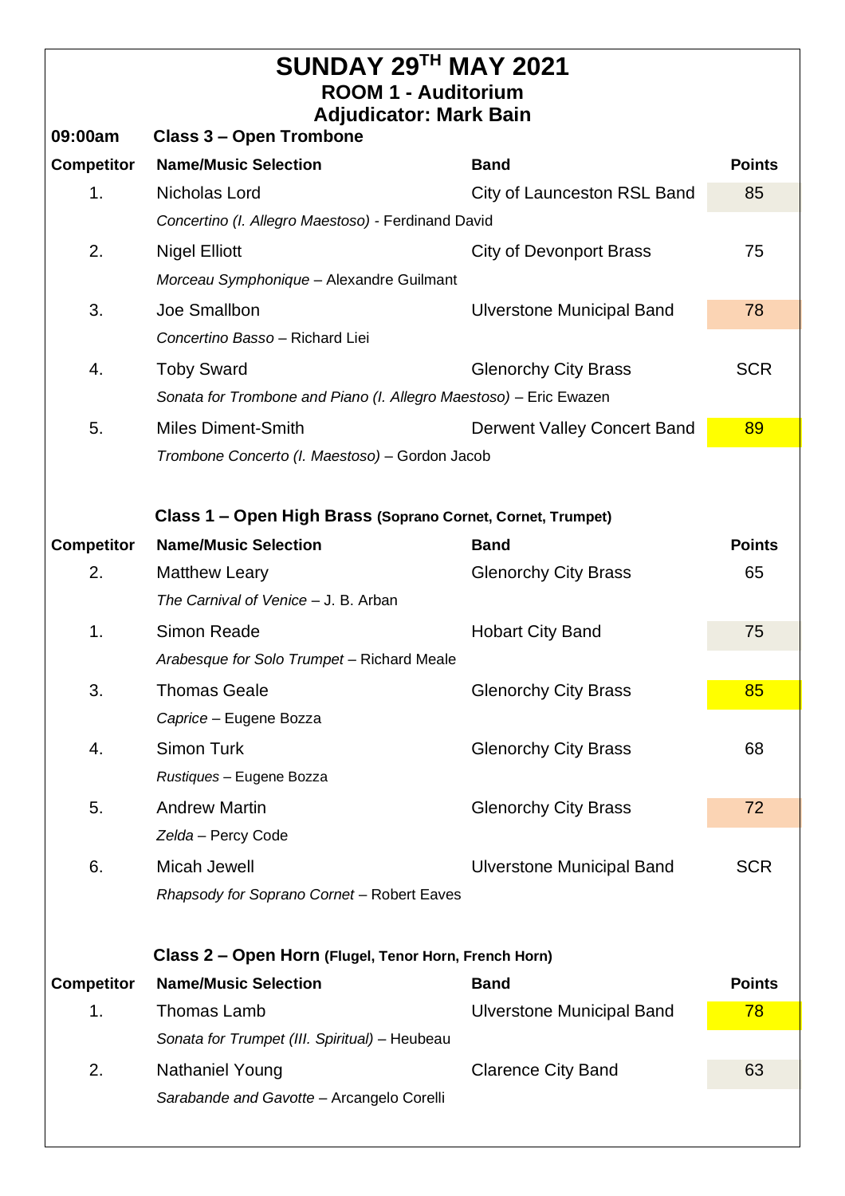# SUNDAY 29TH MAY 2021

## ROOM 1 - Auditorium

## Adjudicator: Mark Bain

**09:00am** **Class 3 – Open Trombone**

| Competitor | Name/Music Selection | Band | Points |
|---|---|---|---|
| 1. | Nicholas Lord<br>*Concertino (I. Allegro Maestoso)* - Ferdinand David | City of Launceston RSL Band | 85 |
| 2. | Nigel Elliott<br>*Morceau Symphonique* – Alexandre Guilmant | City of Devonport Brass | 75 |
| 3. | Joe Smallbon<br>*Concertino Basso* – Richard Liei | Ulverstone Municipal Band | 78 |
| 4. | Toby Sward<br>*Sonata for Trombone and Piano (I. Allegro Maestoso)* – Eric Ewazen | Glenorchy City Brass | SCR |
| 5. | Miles Diment-Smith<br>*Trombone Concerto (I. Maestoso)* – Gordon Jacob | Derwent Valley Concert Band | 89 |

**Class 1 – Open High Brass (Soprano Cornet, Cornet, Trumpet)**

| Competitor | Name/Music Selection | Band | Points |
|---|---|---|---|
| 2. | Matthew Leary<br>*The Carnival of Venice* – J. B. Arban | Glenorchy City Brass | 65 |
| 1. | Simon Reade<br>*Arabesque for Solo Trumpet* – Richard Meale | Hobart City Band | 75 |
| 3. | Thomas Geale<br>*Caprice* – Eugene Bozza | Glenorchy City Brass | 85 |
| 4. | Simon Turk<br>*Rustiques* – Eugene Bozza | Glenorchy City Brass | 68 |
| 5. | Andrew Martin<br>*Zelda* – Percy Code | Glenorchy City Brass | 72 |
| 6. | Micah Jewell<br>*Rhapsody for Soprano Cornet* – Robert Eaves | Ulverstone Municipal Band | SCR |

**Class 2 – Open Horn (Flugel, Tenor Horn, French Horn)**

| Competitor | Name/Music Selection | Band | Points |
|---|---|---|---|
| 1. | Thomas Lamb<br>*Sonata for Trumpet (III. Spiritual)* – Heubeau | Ulverstone Municipal Band | 78 |
| 2. | Nathaniel Young<br>*Sarabande and Gavotte* – Arcangelo Corelli | Clarence City Band | 63 |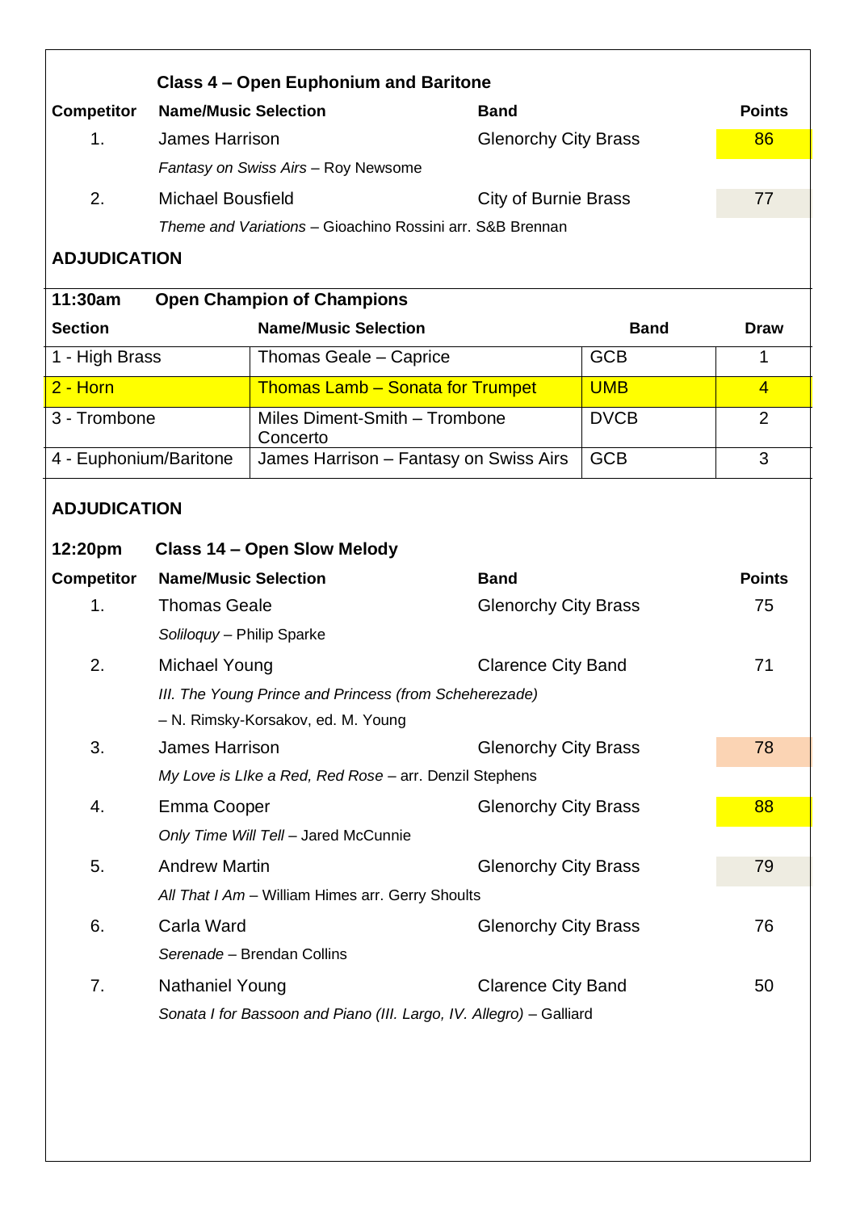### Class 4 – Open Euphonium and Baritone

| Competitor | Name/Music Selection | Band | Points |
|---|---|---|---|
| 1. | James Harrison<br>*Fantasy on Swiss Airs* – Roy Newsome | Glenorchy City Brass | 86 |
| 2. | Michael Bousfield<br>*Theme and Variations* – Gioachino Rossini arr. S&B Brennan | City of Burnie Brass | 77 |

**ADJUDICATION**

### 11:30am Open Champion of Champions

| Section | Name/Music Selection | Band | Draw |
|---|---|---|---|
| 1 - High Brass | Thomas Geale – Caprice | GCB | 1 |
| 2 - Horn | Thomas Lamb – Sonata for Trumpet | UMB | 4 |
| 3 - Trombone | Miles Diment-Smith – Trombone Concerto | DVCB | 2 |
| 4 - Euphonium/Baritone | James Harrison – Fantasy on Swiss Airs | GCB | 3 |

**ADJUDICATION**

### 12:20pm Class 14 – Open Slow Melody

| Competitor | Name/Music Selection | Band | Points |
|---|---|---|---|
| 1. | Thomas Geale<br>*Soliloquy* – Philip Sparke | Glenorchy City Brass | 75 |
| 2. | Michael Young<br>*III. The Young Prince and Princess (from Scheherezade)* – N. Rimsky-Korsakov, ed. M. Young | Clarence City Band | 71 |
| 3. | James Harrison<br>*My Love is LIke a Red, Red Rose* – arr. Denzil Stephens | Glenorchy City Brass | 78 |
| 4. | Emma Cooper<br>*Only Time Will Tell* – Jared McCunnie | Glenorchy City Brass | 88 |
| 5. | Andrew Martin<br>*All That I Am* – William Himes arr. Gerry Shoults | Glenorchy City Brass | 79 |
| 6. | Carla Ward<br>*Serenade* – Brendan Collins | Glenorchy City Brass | 76 |
| 7. | Nathaniel Young<br>*Sonata I for Bassoon and Piano (III. Largo, IV. Allegro)* – Galliard | Clarence City Band | 50 |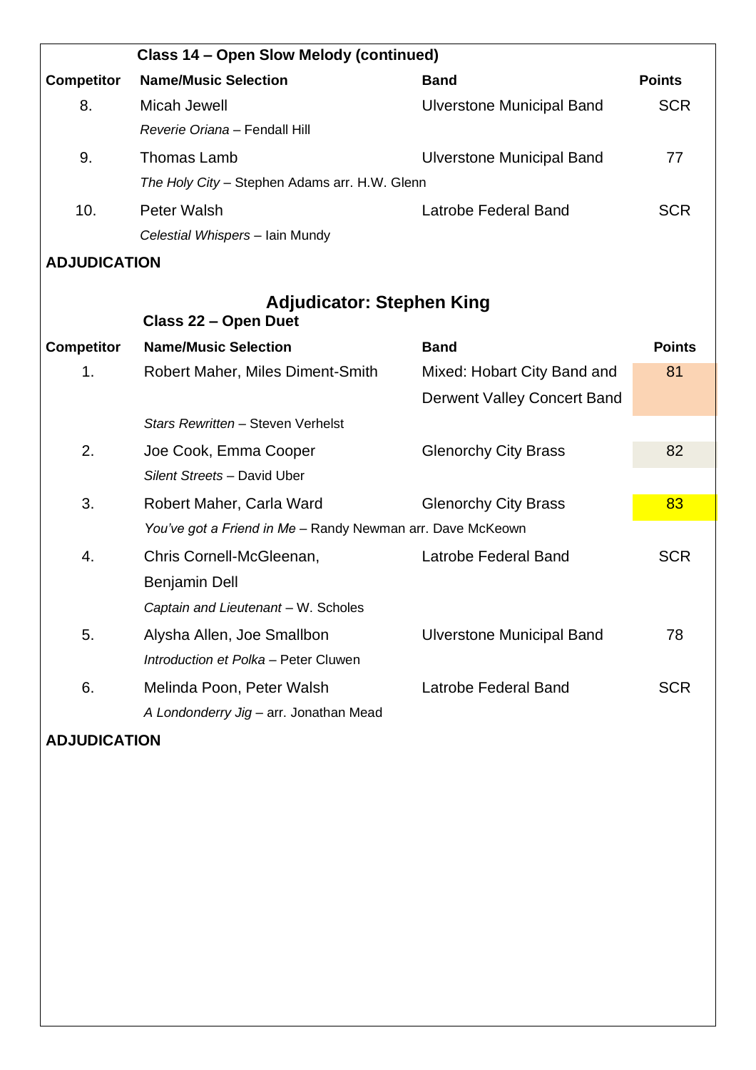### Class 14 – Open Slow Melody (continued)

| Competitor | Name/Music Selection | Band | Points |
|---|---|---|---|
| 8. | Micah Jewell<br>*Reverie Oriana* – Fendall Hill | Ulverstone Municipal Band | SCR |
| 9. | Thomas Lamb<br>*The Holy City* – Stephen Adams arr. H.W. Glenn | Ulverstone Municipal Band | 77 |
| 10. | Peter Walsh<br>*Celestial Whispers* – Iain Mundy | Latrobe Federal Band | SCR |

**ADJUDICATION**

## Adjudicator: Stephen King

### Class 22 – Open Duet

| Competitor | Name/Music Selection | Band | Points |
|---|---|---|---|
| 1. | Robert Maher, Miles Diment-Smith<br>*Stars Rewritten* – Steven Verhelst | Mixed: Hobart City Band and Derwent Valley Concert Band | 81 |
| 2. | Joe Cook, Emma Cooper<br>*Silent Streets* – David Uber | Glenorchy City Brass | 82 |
| 3. | Robert Maher, Carla Ward<br>*You've got a Friend in Me* – Randy Newman arr. Dave McKeown | Glenorchy City Brass | 83 |
| 4. | Chris Cornell-McGleenan, Benjamin Dell<br>*Captain and Lieutenant* – W. Scholes | Latrobe Federal Band | SCR |
| 5. | Alysha Allen, Joe Smallbon<br>*Introduction et Polka* – Peter Cluwen | Ulverstone Municipal Band | 78 |
| 6. | Melinda Poon, Peter Walsh<br>*A Londonderry Jig* – arr. Jonathan Mead | Latrobe Federal Band | SCR |

**ADJUDICATION**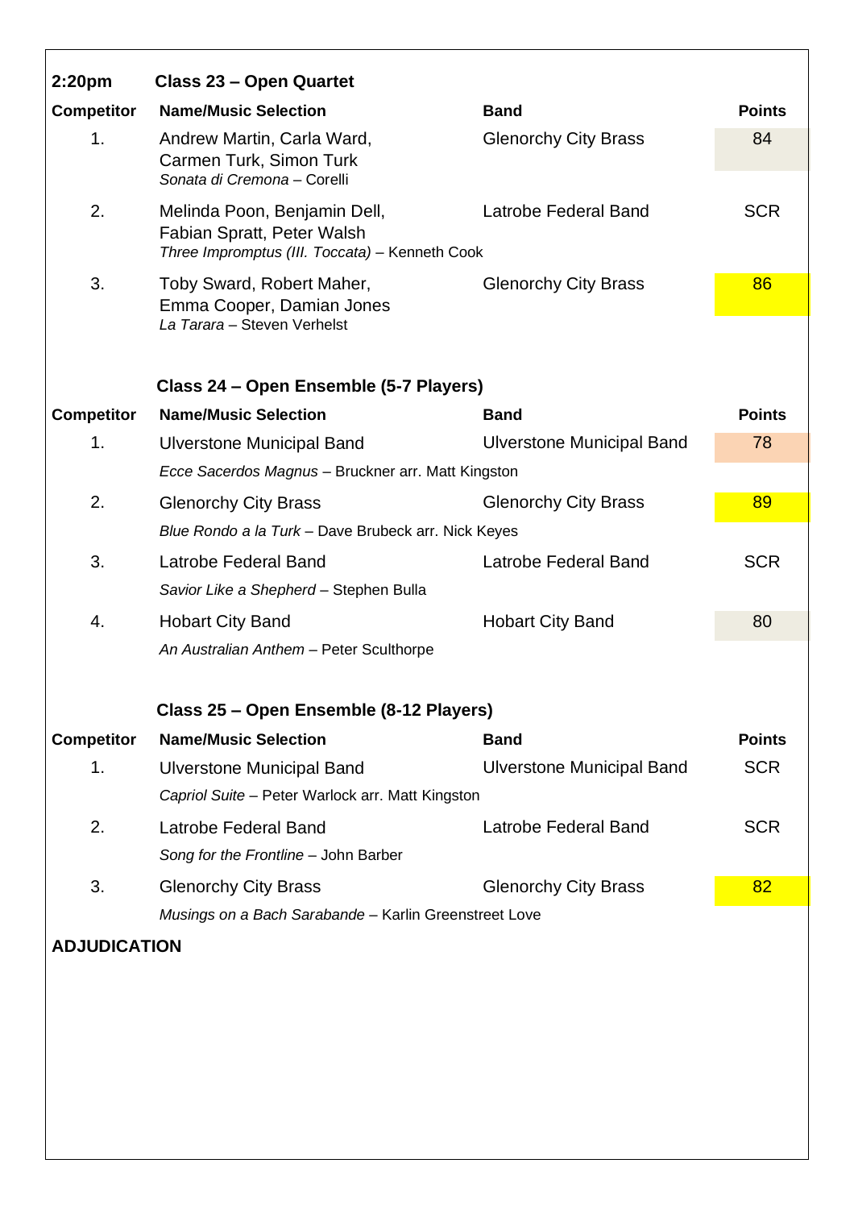**2:20pm** **Class 23 – Open Quartet**

| Competitor | Name/Music Selection | Band | Points |
|---|---|---|---|
| 1. | Andrew Martin, Carla Ward, Carmen Turk, Simon Turk<br>*Sonata di Cremona* – Corelli | Glenorchy City Brass | 84 |
| 2. | Melinda Poon, Benjamin Dell, Fabian Spratt, Peter Walsh<br>*Three Impromptus (III. Toccata)* – Kenneth Cook | Latrobe Federal Band | SCR |
| 3. | Toby Sward, Robert Maher, Emma Cooper, Damian Jones<br>*La Tarara* – Steven Verhelst | Glenorchy City Brass | 86 |

**Class 24 – Open Ensemble (5-7 Players)**

| Competitor | Name/Music Selection | Band | Points |
|---|---|---|---|
| 1. | Ulverstone Municipal Band<br>*Ecce Sacerdos Magnus* – Bruckner arr. Matt Kingston | Ulverstone Municipal Band | 78 |
| 2. | Glenorchy City Brass<br>*Blue Rondo a la Turk* – Dave Brubeck arr. Nick Keyes | Glenorchy City Brass | 89 |
| 3. | Latrobe Federal Band<br>*Savior Like a Shepherd* – Stephen Bulla | Latrobe Federal Band | SCR |
| 4. | Hobart City Band<br>*An Australian Anthem* – Peter Sculthorpe | Hobart City Band | 80 |

**Class 25 – Open Ensemble (8-12 Players)**

| Competitor | Name/Music Selection | Band | Points |
|---|---|---|---|
| 1. | Ulverstone Municipal Band<br>*Capriol Suite* – Peter Warlock arr. Matt Kingston | Ulverstone Municipal Band | SCR |
| 2. | Latrobe Federal Band<br>*Song for the Frontline* – John Barber | Latrobe Federal Band | SCR |
| 3. | Glenorchy City Brass<br>*Musings on a Bach Sarabande* – Karlin Greenstreet Love | Glenorchy City Brass | 82 |

**ADJUDICATION**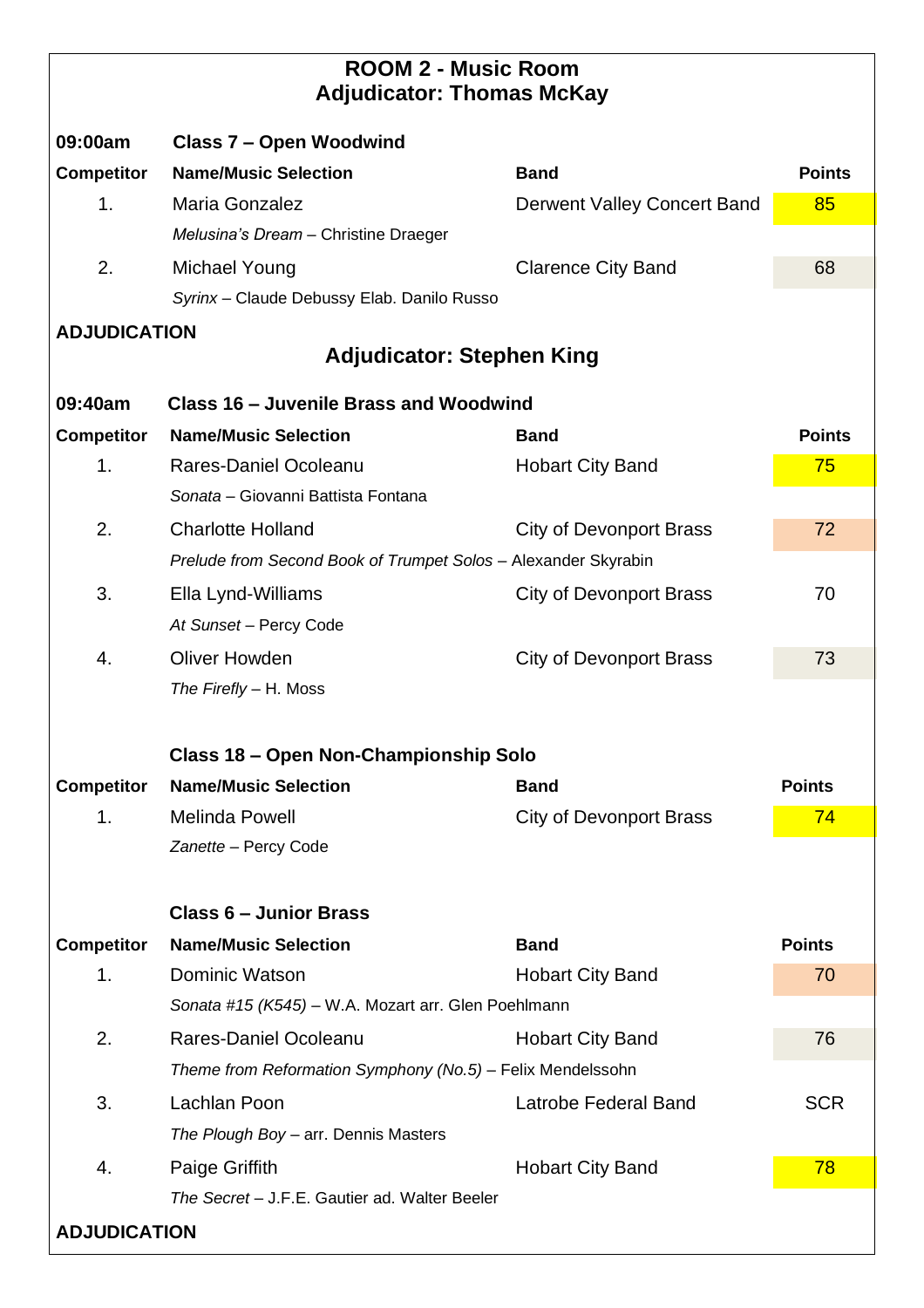## ROOM 2 - Music Room
## Adjudicator: Thomas McKay

**09:00am** **Class 7 – Open Woodwind**

| Competitor | Name/Music Selection | Band | Points |
|---|---|---|---|
| 1. | Maria Gonzalez<br>*Melusina's Dream* – Christine Draeger | Derwent Valley Concert Band | 85 |
| 2. | Michael Young<br>*Syrinx* – Claude Debussy Elab. Danilo Russo | Clarence City Band | 68 |

**ADJUDICATION**

## Adjudicator: Stephen King

**09:40am** **Class 16 – Juvenile Brass and Woodwind**

| Competitor | Name/Music Selection | Band | Points |
|---|---|---|---|
| 1. | Rares-Daniel Ocoleanu<br>*Sonata* – Giovanni Battista Fontana | Hobart City Band | 75 |
| 2. | Charlotte Holland<br>*Prelude from Second Book of Trumpet Solos* – Alexander Skyrabin | City of Devonport Brass | 72 |
| 3. | Ella Lynd-Williams<br>*At Sunset* – Percy Code | City of Devonport Brass | 70 |
| 4. | Oliver Howden<br>*The Firefly* – H. Moss | City of Devonport Brass | 73 |

**Class 18 – Open Non-Championship Solo**

| Competitor | Name/Music Selection | Band | Points |
|---|---|---|---|
| 1. | Melinda Powell<br>*Zanette* – Percy Code | City of Devonport Brass | 74 |

**Class 6 – Junior Brass**

| Competitor | Name/Music Selection | Band | Points |
|---|---|---|---|
| 1. | Dominic Watson<br>*Sonata #15 (K545)* – W.A. Mozart arr. Glen Poehlmann | Hobart City Band | 70 |
| 2. | Rares-Daniel Ocoleanu<br>*Theme from Reformation Symphony (No.5)* – Felix Mendelssohn | Hobart City Band | 76 |
| 3. | Lachlan Poon<br>*The Plough Boy* – arr. Dennis Masters | Latrobe Federal Band | SCR |
| 4. | Paige Griffith<br>*The Secret* – J.F.E. Gautier ad. Walter Beeler | Hobart City Band | 78 |

**ADJUDICATION**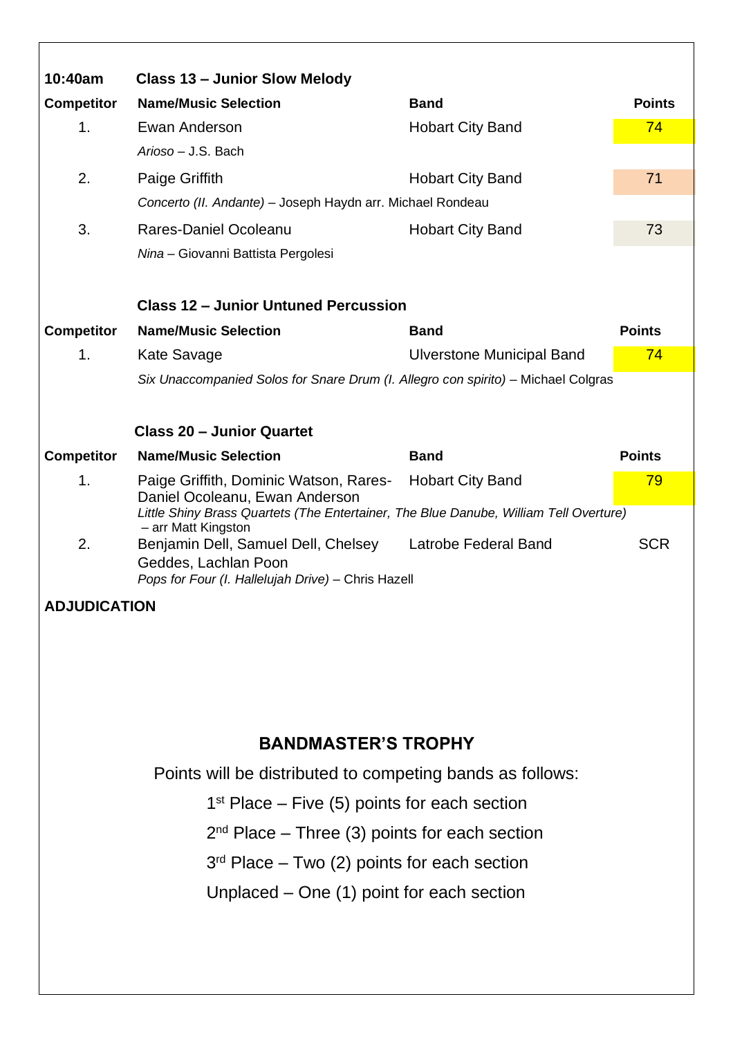**10:40am** **Class 13 – Junior Slow Melody**

| Competitor | Name/Music Selection | Band | Points |
|---|---|---|---|
| 1. | Ewan Anderson<br>*Arioso* – J.S. Bach | Hobart City Band | 74 |
| 2. | Paige Griffith<br>*Concerto (II. Andante)* – Joseph Haydn arr. Michael Rondeau | Hobart City Band | 71 |
| 3. | Rares-Daniel Ocoleanu<br>*Nina* – Giovanni Battista Pergolesi | Hobart City Band | 73 |

**Class 12 – Junior Untuned Percussion**

| Competitor | Name/Music Selection | Band | Points |
|---|---|---|---|
| 1. | Kate Savage<br>*Six Unaccompanied Solos for Snare Drum (I. Allegro con spirito)* – Michael Colgras | Ulverstone Municipal Band | 74 |

**Class 20 – Junior Quartet**

| Competitor | Name/Music Selection | Band | Points |
|---|---|---|---|
| 1. | Paige Griffith, Dominic Watson, Rares-Daniel Ocoleanu, Ewan Anderson<br>*Little Shiny Brass Quartets (The Entertainer, The Blue Danube, William Tell Overture)* – arr Matt Kingston | Hobart City Band | 79 |
| 2. | Benjamin Dell, Samuel Dell, Chelsey Geddes, Lachlan Poon<br>*Pops for Four (I. Hallelujah Drive)* – Chris Hazell | Latrobe Federal Band | SCR |

**ADJUDICATION**

## BANDMASTER'S TROPHY

Points will be distributed to competing bands as follows:

1st Place – Five (5) points for each section

2nd Place – Three (3) points for each section

3rd Place – Two (2) points for each section

Unplaced – One (1) point for each section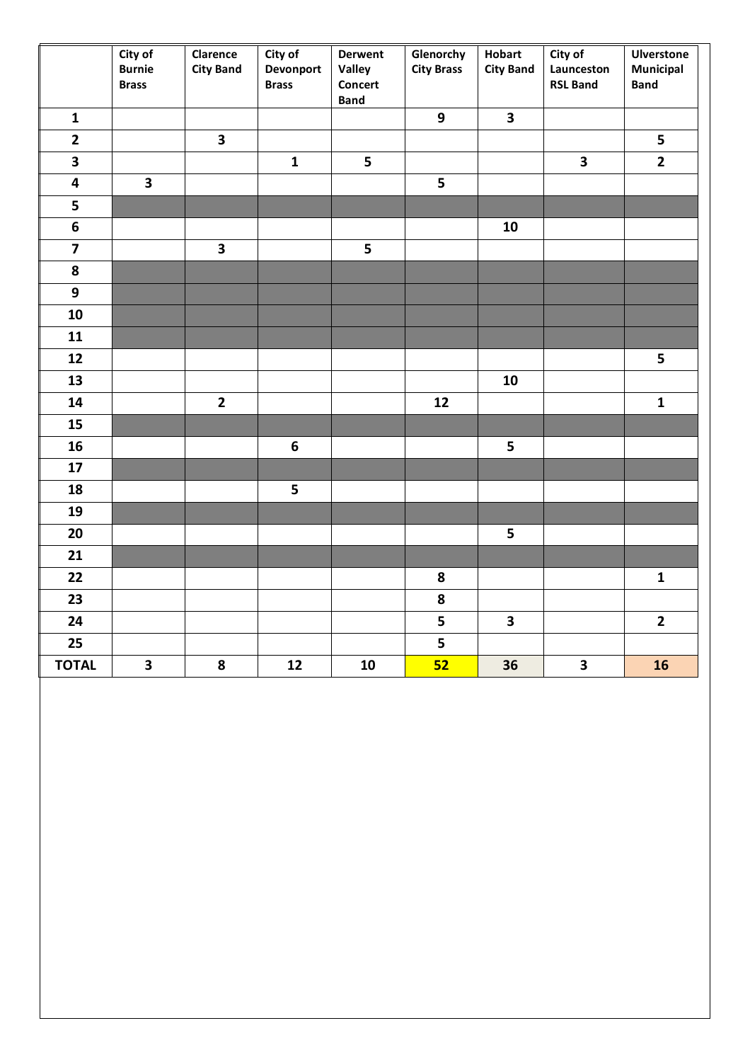| | City of Burnie Brass | Clarence City Band | City of Devonport Brass | Derwent Valley Concert Band | Glenorchy City Brass | Hobart City Band | City of Launceston RSL Band | Ulverstone Municipal Band |
|---|---|---|---|---|---|---|---|---|
| **1** | | | | | 9 | 3 | | |
| **2** | | 3 | | | | | | 5 |
| **3** | | | 1 | 5 | | | 3 | 2 |
| **4** | 3 | | | | 5 | | | |
| **5** | | | | | | | | |
| **6** | | | | | | 10 | | |
| **7** | | 3 | | 5 | | | | |
| **8** | | | | | | | | |
| **9** | | | | | | | | |
| **10** | | | | | | | | |
| **11** | | | | | | | | |
| **12** | | | | | | | | 5 |
| **13** | | | | | | 10 | | |
| **14** | | 2 | | | 12 | | | 1 |
| **15** | | | | | | | | |
| **16** | | | 6 | | | 5 | | |
| **17** | | | | | | | | |
| **18** | | | 5 | | | | | |
| **19** | | | | | | | | |
| **20** | | | | | | 5 | | |
| **21** | | | | | | | | |
| **22** | | | | | 8 | | | 1 |
| **23** | | | | | 8 | | | |
| **24** | | | | | 5 | 3 | | 2 |
| **25** | | | | | 5 | | | |
| **TOTAL** | **3** | **8** | **12** | **10** | **52** | **36** | **3** | **16** |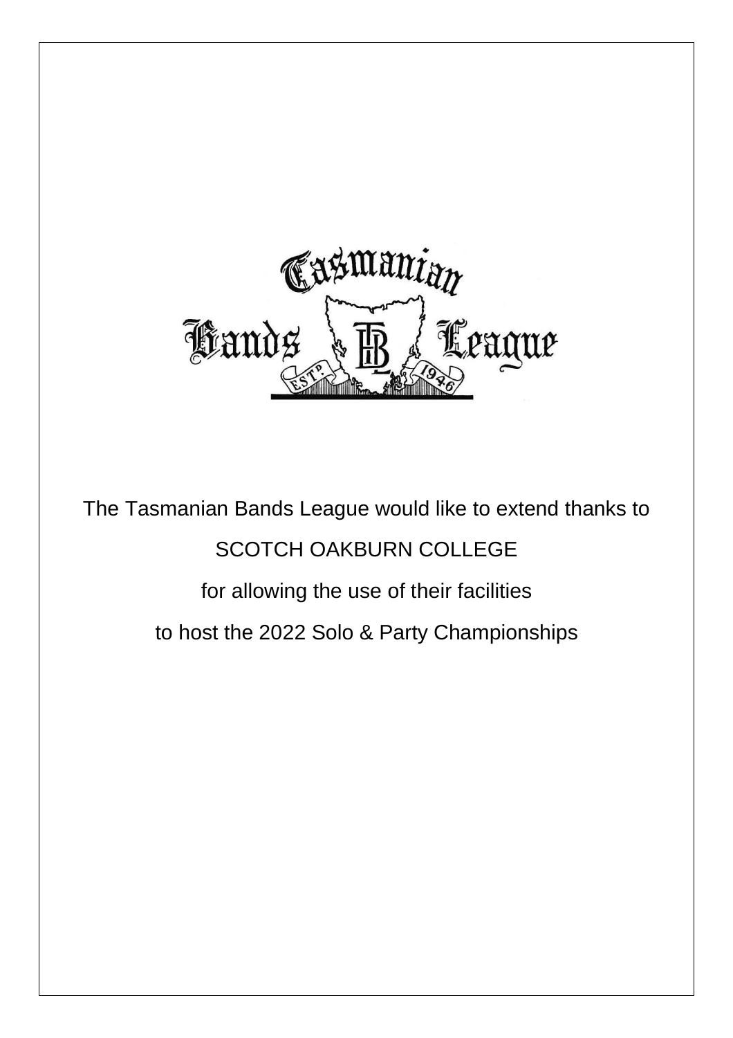The Tasmanian Bands League would like to extend thanks to

SCOTCH OAKBURN COLLEGE

for allowing the use of their facilities

to host the 2022 Solo & Party Championships